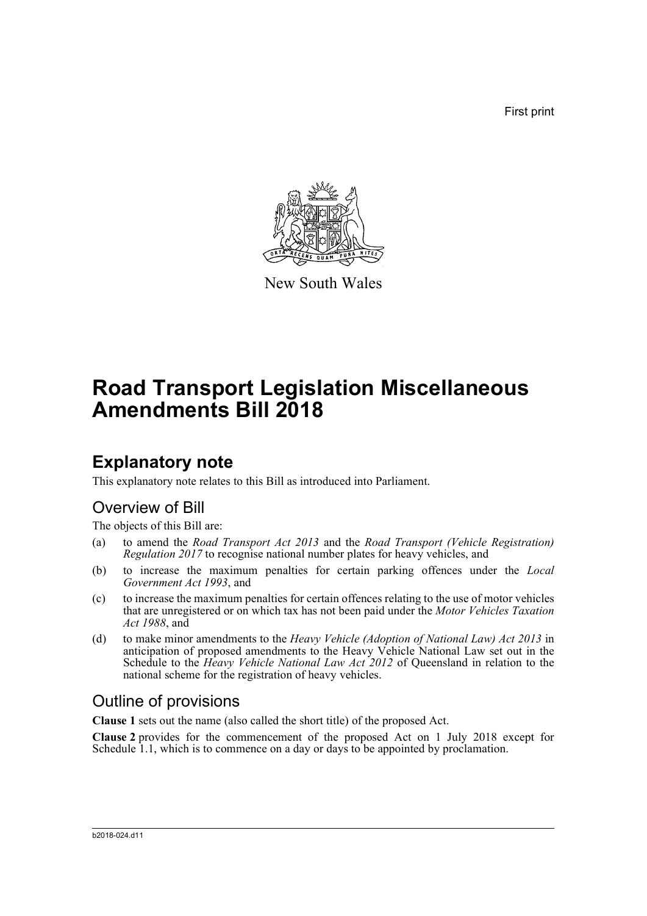First print

New South Wales

# Road Transport Legislation Miscellaneous Amendments Bill 2018

## Explanatory note

This explanatory note relates to this Bill as introduced into Parliament.

### Overview of Bill

The objects of this Bill are:

(a) to amend the *Road Transport Act 2013* and the *Road Transport (Vehicle Registration) Regulation 2017* to recognise national number plates for heavy vehicles, and

(b) to increase the maximum penalties for certain parking offences under the *Local Government Act 1993*, and

(c) to increase the maximum penalties for certain offences relating to the use of motor vehicles that are unregistered or on which tax has not been paid under the *Motor Vehicles Taxation Act 1988*, and

(d) to make minor amendments to the *Heavy Vehicle (Adoption of National Law) Act 2013* in anticipation of proposed amendments to the Heavy Vehicle National Law set out in the Schedule to the *Heavy Vehicle National Law Act 2012* of Queensland in relation to the national scheme for the registration of heavy vehicles.

### Outline of provisions

**Clause 1** sets out the name (also called the short title) of the proposed Act.

**Clause 2** provides for the commencement of the proposed Act on 1 July 2018 except for Schedule 1.1, which is to commence on a day or days to be appointed by proclamation.

b2018-024.d11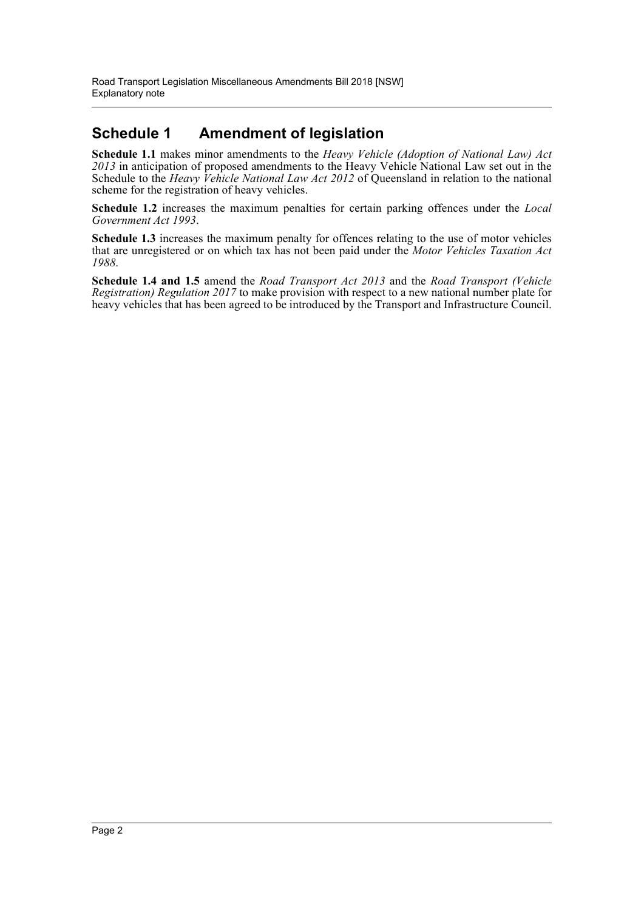## Schedule 1 Amendment of legislation

**Schedule 1.1** makes minor amendments to the *Heavy Vehicle (Adoption of National Law) Act 2013* in anticipation of proposed amendments to the Heavy Vehicle National Law set out in the Schedule to the *Heavy Vehicle National Law Act 2012* of Queensland in relation to the national scheme for the registration of heavy vehicles.

**Schedule 1.2** increases the maximum penalties for certain parking offences under the *Local Government Act 1993*.

**Schedule 1.3** increases the maximum penalty for offences relating to the use of motor vehicles that are unregistered or on which tax has not been paid under the *Motor Vehicles Taxation Act 1988*.

**Schedule 1.4 and 1.5** amend the *Road Transport Act 2013* and the *Road Transport (Vehicle Registration) Regulation 2017* to make provision with respect to a new national number plate for heavy vehicles that has been agreed to be introduced by the Transport and Infrastructure Council.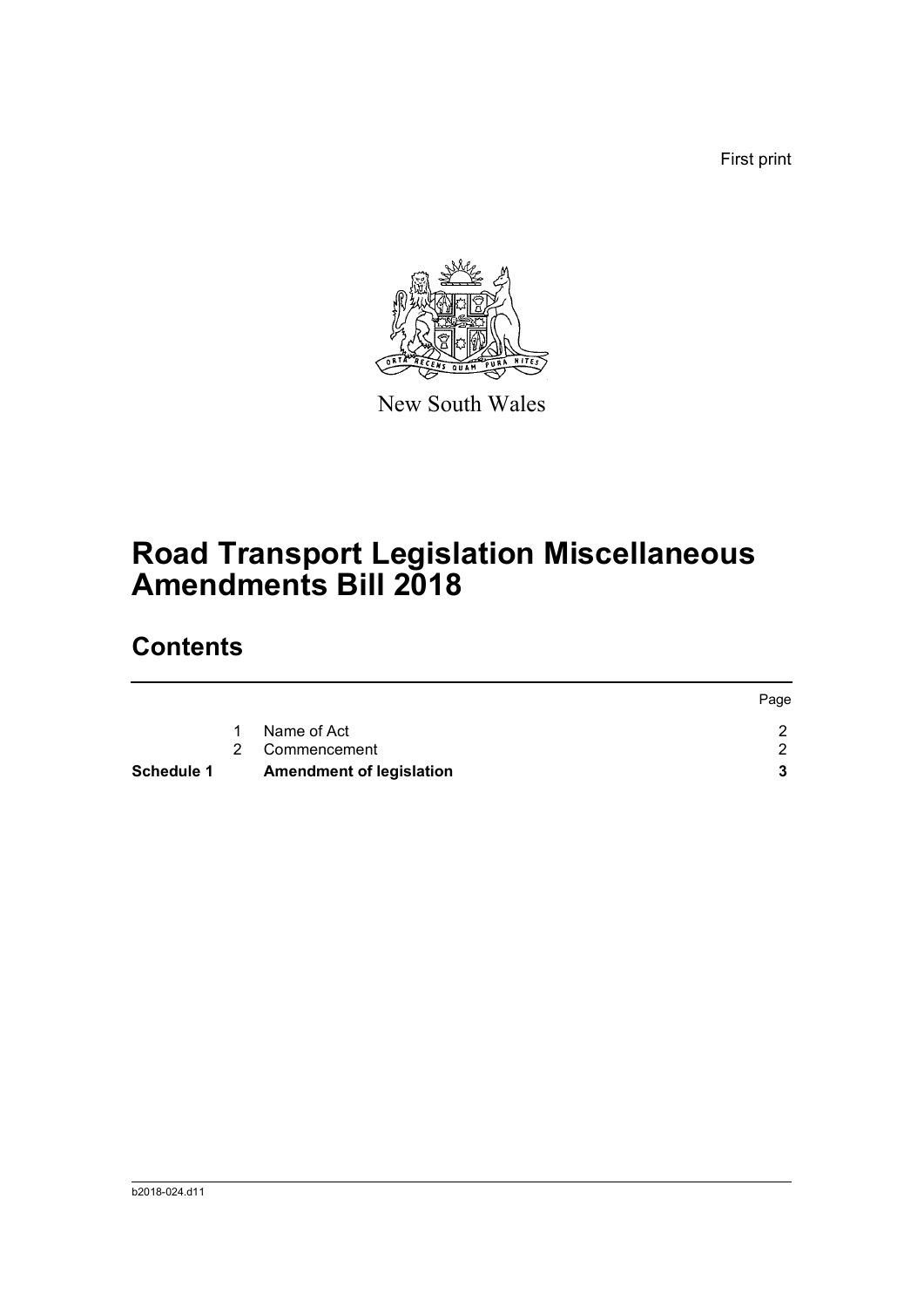First print

New South Wales

# Road Transport Legislation Miscellaneous Amendments Bill 2018

## Contents

| | | | Page |
|---|---|---|---|
| | 1 | Name of Act | 2 |
| | 2 | Commencement | 2 |
| **Schedule 1** | | **Amendment of legislation** | **3** |

b2018-024.d11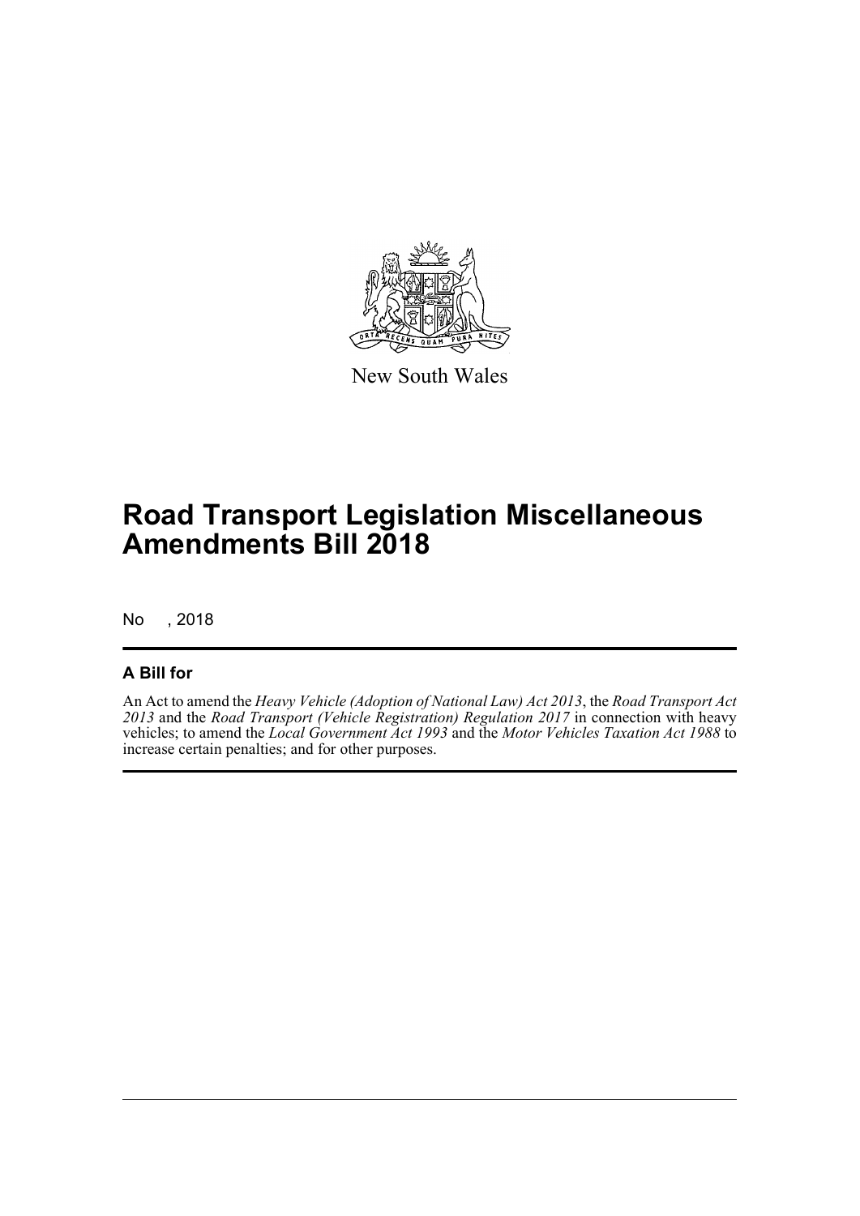New South Wales

# Road Transport Legislation Miscellaneous Amendments Bill 2018

No , 2018

## A Bill for

An Act to amend the *Heavy Vehicle (Adoption of National Law) Act 2013*, the *Road Transport Act 2013* and the *Road Transport (Vehicle Registration) Regulation 2017* in connection with heavy vehicles; to amend the *Local Government Act 1993* and the *Motor Vehicles Taxation Act 1988* to increase certain penalties; and for other purposes.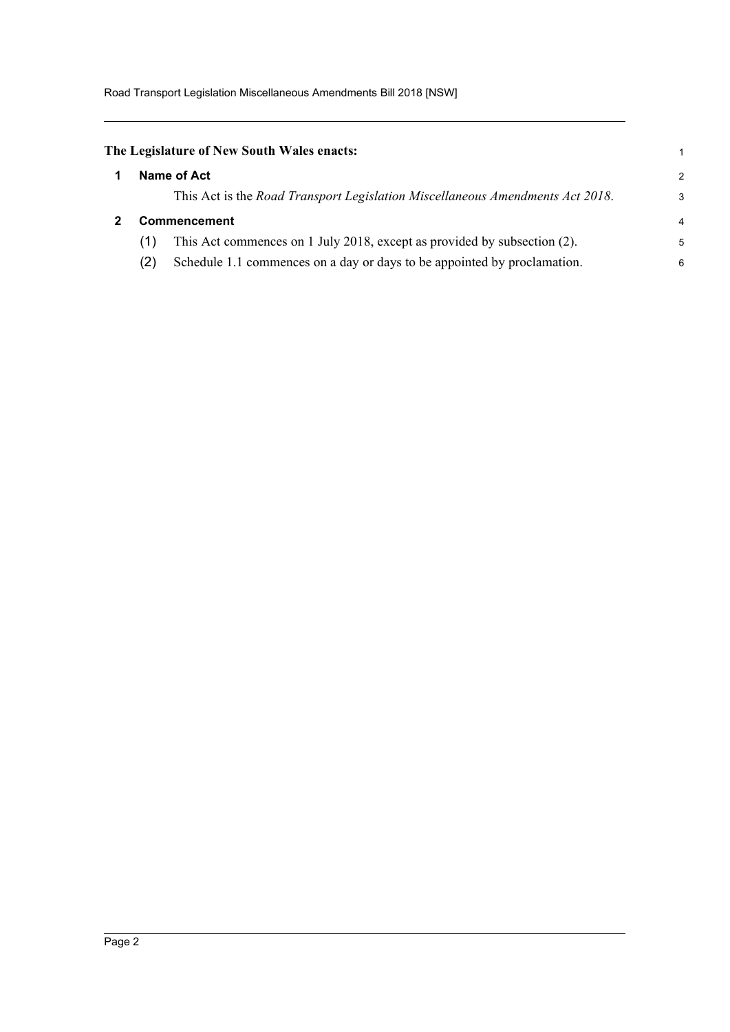**The Legislature of New South Wales enacts:**

## 1 Name of Act

This Act is the *Road Transport Legislation Miscellaneous Amendments Act 2018*.

## 2 Commencement

(1) This Act commences on 1 July 2018, except as provided by subsection (2).

(2) Schedule 1.1 commences on a day or days to be appointed by proclamation.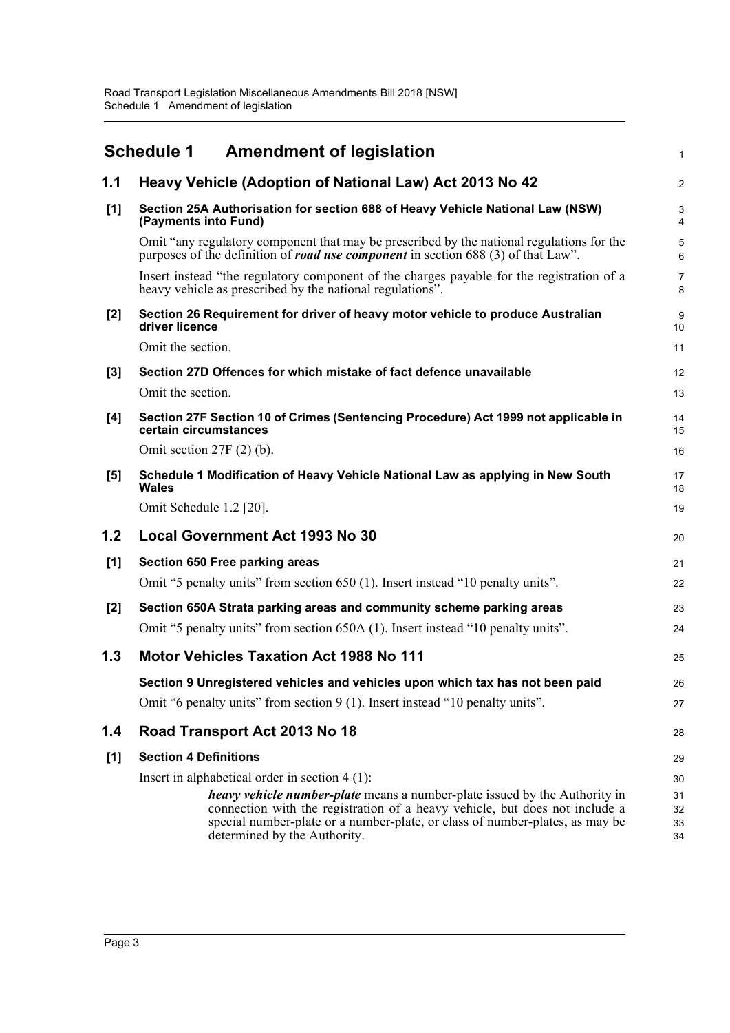# Schedule 1 Amendment of legislation

## 1.1 Heavy Vehicle (Adoption of National Law) Act 2013 No 42

### [1] Section 25A Authorisation for section 688 of Heavy Vehicle National Law (NSW) (Payments into Fund)

Omit "any regulatory component that may be prescribed by the national regulations for the purposes of the definition of ***road use component*** in section 688 (3) of that Law".

Insert instead "the regulatory component of the charges payable for the registration of a heavy vehicle as prescribed by the national regulations".

### [2] Section 26 Requirement for driver of heavy motor vehicle to produce Australian driver licence

Omit the section.

### [3] Section 27D Offences for which mistake of fact defence unavailable

Omit the section.

### [4] Section 27F Section 10 of Crimes (Sentencing Procedure) Act 1999 not applicable in certain circumstances

Omit section 27F (2) (b).

### [5] Schedule 1 Modification of Heavy Vehicle National Law as applying in New South Wales

Omit Schedule 1.2 [20].

## 1.2 Local Government Act 1993 No 30

### [1] Section 650 Free parking areas

Omit "5 penalty units" from section 650 (1). Insert instead "10 penalty units".

### [2] Section 650A Strata parking areas and community scheme parking areas

Omit "5 penalty units" from section 650A (1). Insert instead "10 penalty units".

## 1.3 Motor Vehicles Taxation Act 1988 No 111

### Section 9 Unregistered vehicles and vehicles upon which tax has not been paid

Omit "6 penalty units" from section 9 (1). Insert instead "10 penalty units".

## 1.4 Road Transport Act 2013 No 18

### [1] Section 4 Definitions

Insert in alphabetical order in section 4 (1):

> ***heavy vehicle number-plate*** means a number-plate issued by the Authority in connection with the registration of a heavy vehicle, but does not include a special number-plate or a number-plate, or class of number-plates, as may be determined by the Authority.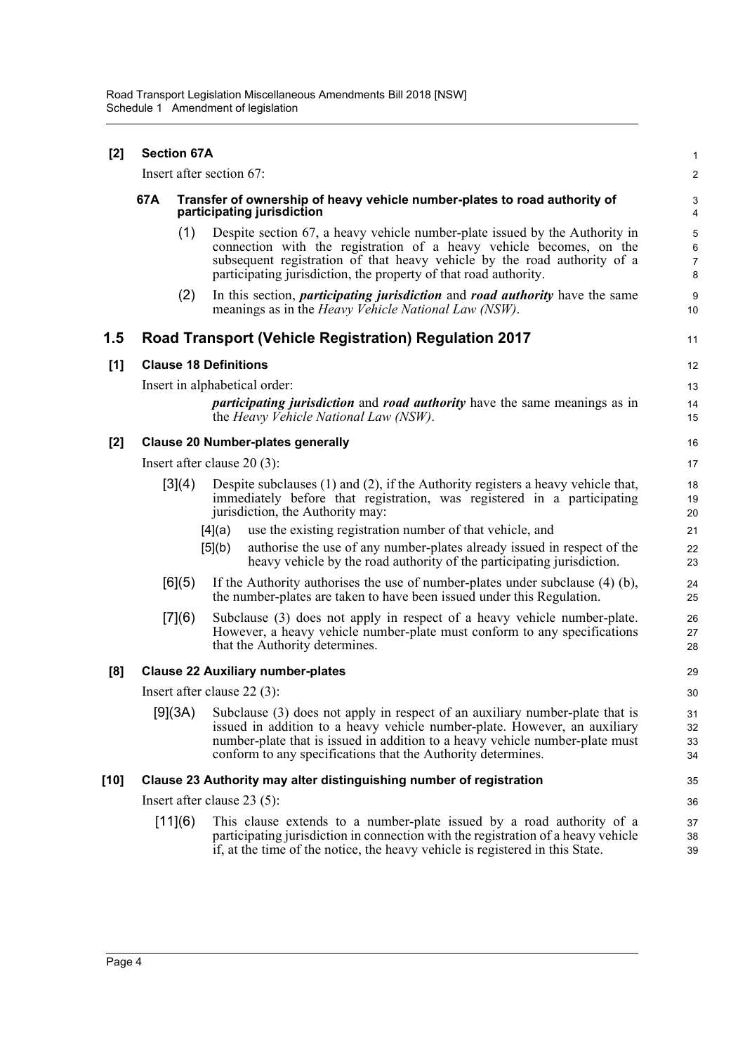**[2] Section 67A**

Insert after section 67:

#### 67A Transfer of ownership of heavy vehicle number-plates to road authority of participating jurisdiction

(1) Despite section 67, a heavy vehicle number-plate issued by the Authority in connection with the registration of a heavy vehicle becomes, on the subsequent registration of that heavy vehicle by the road authority of a participating jurisdiction, the property of that road authority.

(2) In this section, ***participating jurisdiction*** and ***road authority*** have the same meanings as in the *Heavy Vehicle National Law (NSW)*.

## 1.5 Road Transport (Vehicle Registration) Regulation 2017

**[1] Clause 18 Definitions**

Insert in alphabetical order:

> ***participating jurisdiction*** and ***road authority*** have the same meanings as in the *Heavy Vehicle National Law (NSW)*.

**[2] Clause 20 Number-plates generally**

Insert after clause 20 (3):

[3](4) Despite subclauses (1) and (2), if the Authority registers a heavy vehicle that, immediately before that registration, was registered in a participating jurisdiction, the Authority may:

- [4](a) use the existing registration number of that vehicle, and
- [5](b) authorise the use of any number-plates already issued in respect of the heavy vehicle by the road authority of the participating jurisdiction.

[6](5) If the Authority authorises the use of number-plates under subclause (4) (b), the number-plates are taken to have been issued under this Regulation.

[7](6) Subclause (3) does not apply in respect of a heavy vehicle number-plate. However, a heavy vehicle number-plate must conform to any specifications that the Authority determines.

**[8] Clause 22 Auxiliary number-plates**

Insert after clause 22 (3):

[9](3A) Subclause (3) does not apply in respect of an auxiliary number-plate that is issued in addition to a heavy vehicle number-plate. However, an auxiliary number-plate that is issued in addition to a heavy vehicle number-plate must conform to any specifications that the Authority determines.

**[10] Clause 23 Authority may alter distinguishing number of registration**

Insert after clause 23 (5):

[11](6) This clause extends to a number-plate issued by a road authority of a participating jurisdiction in connection with the registration of a heavy vehicle if, at the time of the notice, the heavy vehicle is registered in this State.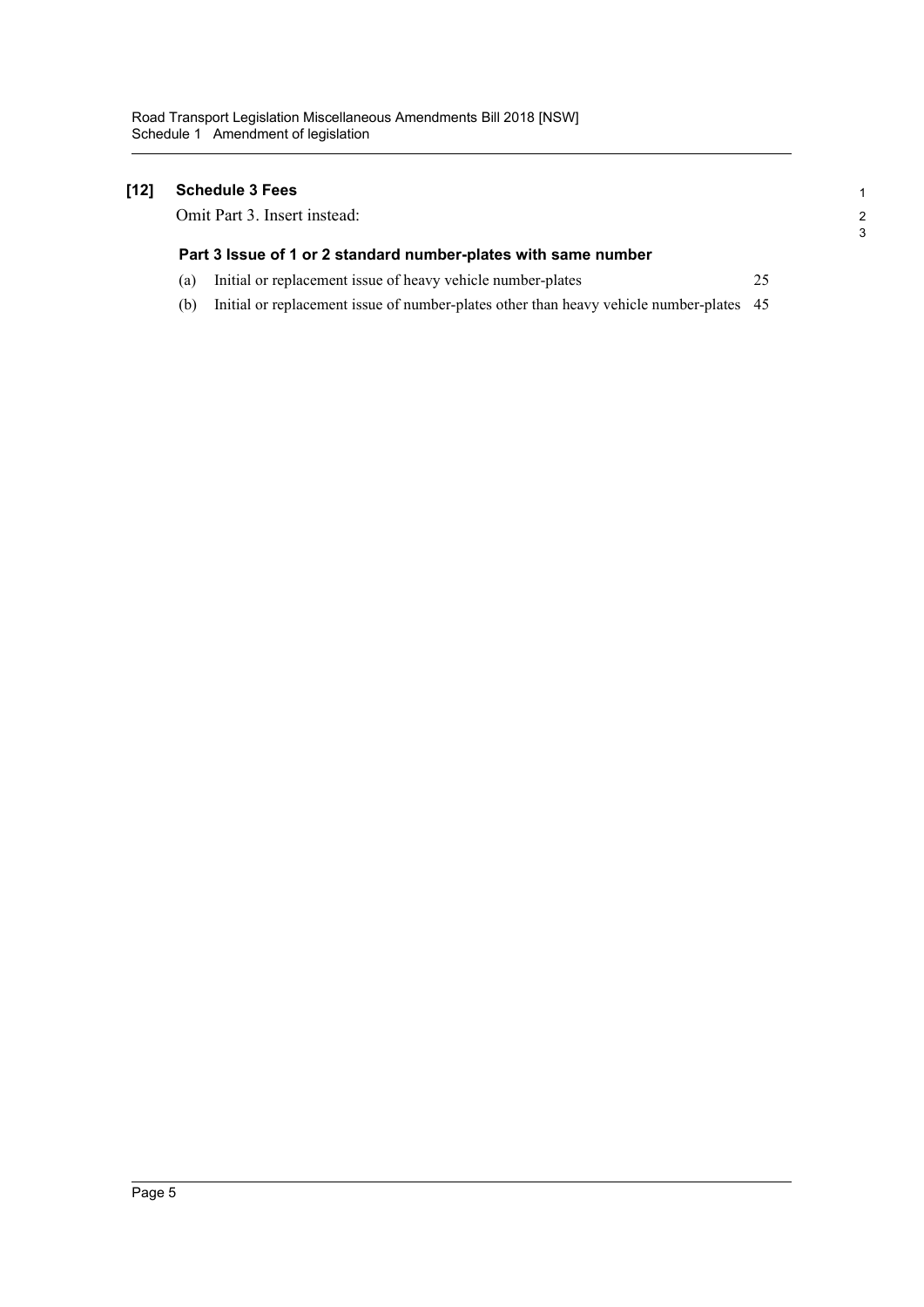**[12] Schedule 3 Fees**

Omit Part 3. Insert instead:

**Part 3 Issue of 1 or 2 standard number-plates with same number**

| | | |
|---|---|---|
| (a) | Initial or replacement issue of heavy vehicle number-plates | 25 |
| (b) | Initial or replacement issue of number-plates other than heavy vehicle number-plates | 45 |